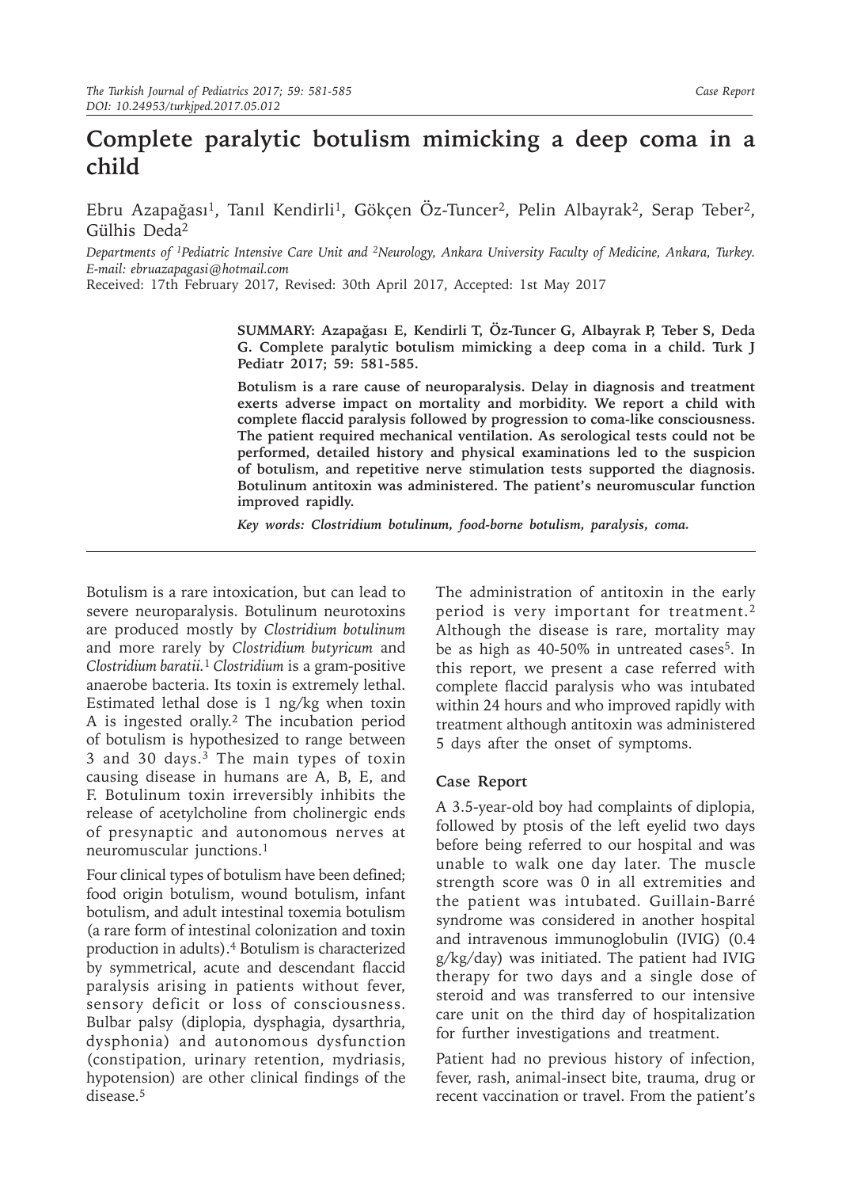# Complete paralytic botulism mimicking a deep coma in a child

Ebru Azapağası[1], Tanıl Kendirli[1], Gökçen Öz-Tuncer[2], Pelin Albayrak[2], Serap Teber[2], Gülhis Deda[2]

*Departments of [1]Pediatric Intensive Care Unit and [2]Neurology, Ankara University Faculty of Medicine, Ankara, Turkey. E-mail: ebruazapagasi@hotmail.com*

Received: 17th February 2017, Revised: 30th April 2017, Accepted: 1st May 2017

**SUMMARY: Azapağası E, Kendirli T, Öz-Tuncer G, Albayrak P, Teber S, Deda G. Complete paralytic botulism mimicking a deep coma in a child. Turk J Pediatr 2017; 59: 581-585.**

**Botulism is a rare cause of neuroparalysis. Delay in diagnosis and treatment exerts adverse impact on mortality and morbidity. We report a child with complete flaccid paralysis followed by progression to coma-like consciousness. The patient required mechanical ventilation. As serological tests could not be performed, detailed history and physical examinations led to the suspicion of botulism, and repetitive nerve stimulation tests supported the diagnosis. Botulinum antitoxin was administered. The patient's neuromuscular function improved rapidly.**

***Key words:** Clostridium botulinum, food-borne botulism, paralysis, coma.*

Botulism is a rare intoxication, but can lead to severe neuroparalysis. Botulinum neurotoxins are produced mostly by *Clostridium botulinum* and more rarely by *Clostridium butyricum* and *Clostridium baratii.*[1] *Clostridium* is a gram-positive anaerobe bacteria. Its toxin is extremely lethal. Estimated lethal dose is 1 ng/kg when toxin A is ingested orally.[2] The incubation period of botulism is hypothesized to range between 3 and 30 days.[3] The main types of toxin causing disease in humans are A, B, E, and F. Botulinum toxin irreversibly inhibits the release of acetylcholine from cholinergic ends of presynaptic and autonomous nerves at neuromuscular junctions.[1]

Four clinical types of botulism have been defined; food origin botulism, wound botulism, infant botulism, and adult intestinal toxemia botulism (a rare form of intestinal colonization and toxin production in adults).[4] Botulism is characterized by symmetrical, acute and descendant flaccid paralysis arising in patients without fever, sensory deficit or loss of consciousness. Bulbar palsy (diplopia, dysphagia, dysarthria, dysphonia) and autonomous dysfunction (constipation, urinary retention, mydriasis, hypotension) are other clinical findings of the disease.[5]

The administration of antitoxin in the early period is very important for treatment.[2] Although the disease is rare, mortality may be as high as 40-50% in untreated cases[5]. In this report, we present a case referred with complete flaccid paralysis who was intubated within 24 hours and who improved rapidly with treatment although antitoxin was administered 5 days after the onset of symptoms.

## Case Report

A 3.5-year-old boy had complaints of diplopia, followed by ptosis of the left eyelid two days before being referred to our hospital and was unable to walk one day later. The muscle strength score was 0 in all extremities and the patient was intubated. Guillain-Barré syndrome was considered in another hospital and intravenous immunoglobulin (IVIG) (0.4 g/kg/day) was initiated. The patient had IVIG therapy for two days and a single dose of steroid and was transferred to our intensive care unit on the third day of hospitalization for further investigations and treatment.

Patient had no previous history of infection, fever, rash, animal-insect bite, trauma, drug or recent vaccination or travel. From the patient's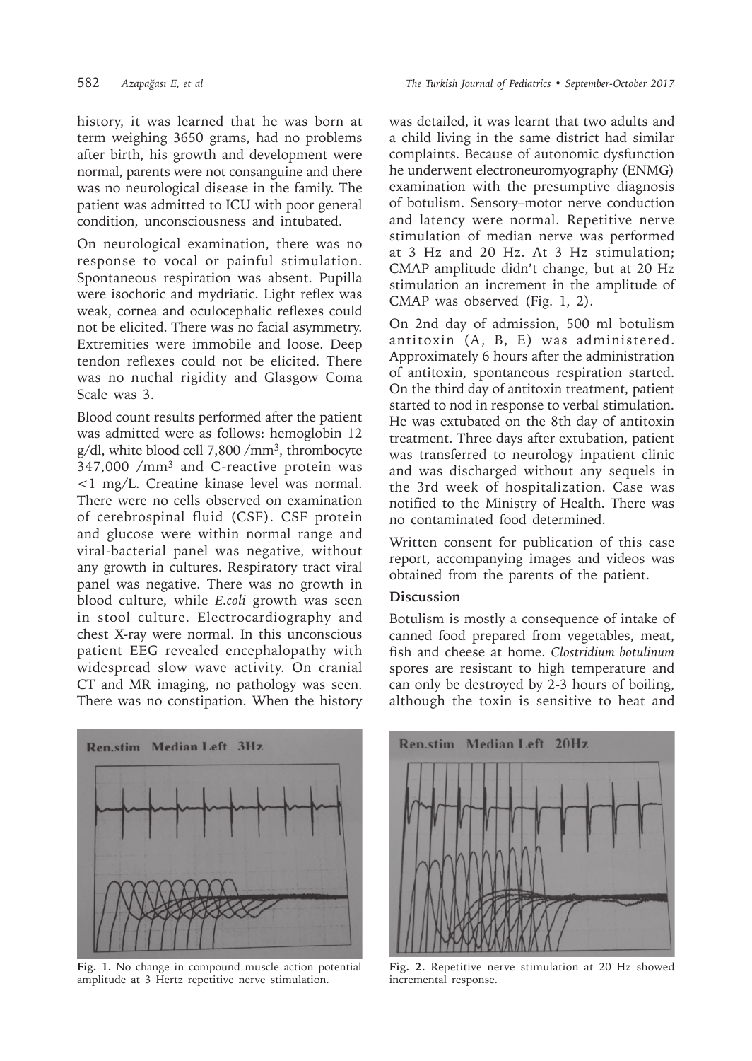history, it was learned that he was born at term weighing 3650 grams, had no problems after birth, his growth and development were normal, parents were not consanguine and there was no neurological disease in the family. The patient was admitted to ICU with poor general condition, unconsciousness and intubated.

On neurological examination, there was no response to vocal or painful stimulation. Spontaneous respiration was absent. Pupilla were isochoric and mydriatic. Light reflex was weak, cornea and oculocephalic reflexes could not be elicited. There was no facial asymmetry. Extremities were immobile and loose. Deep tendon reflexes could not be elicited. There was no nuchal rigidity and Glasgow Coma Scale was 3.

Blood count results performed after the patient was admitted were as follows: hemoglobin 12 g/dl, white blood cell 7,800 /mm$^3$, thrombocyte 347,000 /mm$^3$ and C-reactive protein was <1 mg/L. Creatine kinase level was normal. There were no cells observed on examination of cerebrospinal fluid (CSF). CSF protein and glucose were within normal range and viral-bacterial panel was negative, without any growth in cultures. Respiratory tract viral panel was negative. There was no growth in blood culture, while *E.coli* growth was seen in stool culture. Electrocardiography and chest X-ray were normal. In this unconscious patient EEG revealed encephalopathy with widespread slow wave activity. On cranial CT and MR imaging, no pathology was seen. There was no constipation. When the history was detailed, it was learnt that two adults and a child living in the same district had similar complaints. Because of autonomic dysfunction he underwent electroneuromyography (ENMG) examination with the presumptive diagnosis of botulism. Sensory–motor nerve conduction and latency were normal. Repetitive nerve stimulation of median nerve was performed at 3 Hz and 20 Hz. At 3 Hz stimulation; CMAP amplitude didn't change, but at 20 Hz stimulation an increment in the amplitude of CMAP was observed (Fig. 1, 2).

On 2nd day of admission, 500 ml botulism antitoxin (A, B, E) was administered. Approximately 6 hours after the administration of antitoxin, spontaneous respiration started. On the third day of antitoxin treatment, patient started to nod in response to verbal stimulation. He was extubated on the 8th day of antitoxin treatment. Three days after extubation, patient was transferred to neurology inpatient clinic and was discharged without any sequels in the 3rd week of hospitalization. Case was notified to the Ministry of Health. There was no contaminated food determined.

Written consent for publication of this case report, accompanying images and videos was obtained from the parents of the patient.

## Discussion

Botulism is mostly a consequence of intake of canned food prepared from vegetables, meat, fish and cheese at home. *Clostridium botulinum* spores are resistant to high temperature and can only be destroyed by 2-3 hours of boiling, although the toxin is sensitive to heat and

**Fig. 1.** No change in compound muscle action potential amplitude at 3 Hertz repetitive nerve stimulation.

**Fig. 2.** Repetitive nerve stimulation at 20 Hz showed incremental response.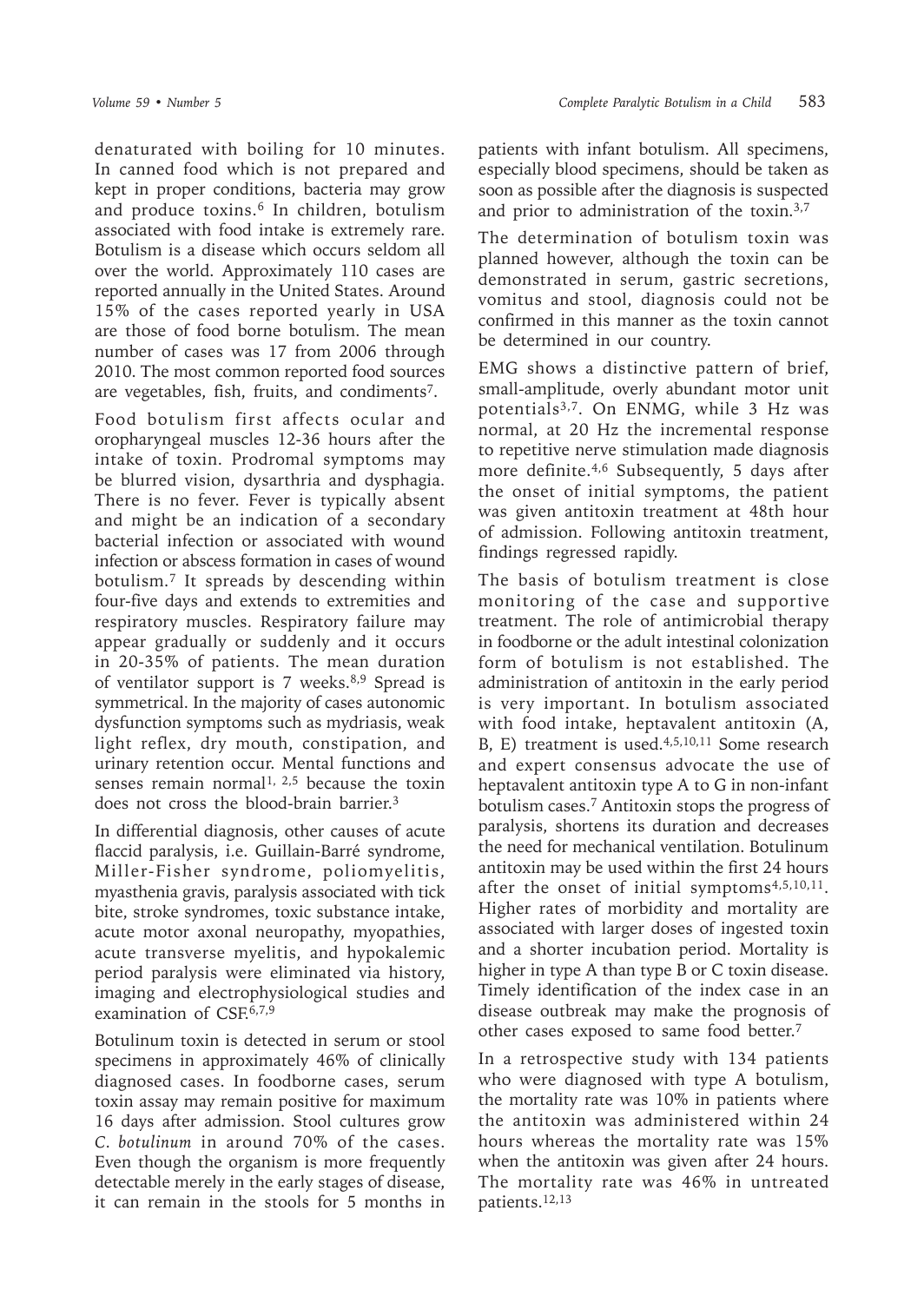denaturated with boiling for 10 minutes. In canned food which is not prepared and kept in proper conditions, bacteria may grow and produce toxins.[6] In children, botulism associated with food intake is extremely rare. Botulism is a disease which occurs seldom all over the world. Approximately 110 cases are reported annually in the United States. Around 15% of the cases reported yearly in USA are those of food borne botulism. The mean number of cases was 17 from 2006 through 2010. The most common reported food sources are vegetables, fish, fruits, and condiments[7].

Food botulism first affects ocular and oropharyngeal muscles 12-36 hours after the intake of toxin. Prodromal symptoms may be blurred vision, dysarthria and dysphagia. There is no fever. Fever is typically absent and might be an indication of a secondary bacterial infection or associated with wound infection or abscess formation in cases of wound botulism.[7] It spreads by descending within four-five days and extends to extremities and respiratory muscles. Respiratory failure may appear gradually or suddenly and it occurs in 20-35% of patients. The mean duration of ventilator support is 7 weeks.[8,9] Spread is symmetrical. In the majority of cases autonomic dysfunction symptoms such as mydriasis, weak light reflex, dry mouth, constipation, and urinary retention occur. Mental functions and senses remain normal[1, 2,5] because the toxin does not cross the blood-brain barrier.[3]

In differential diagnosis, other causes of acute flaccid paralysis, i.e. Guillain-Barré syndrome, Miller-Fisher syndrome, poliomyelitis, myasthenia gravis, paralysis associated with tick bite, stroke syndromes, toxic substance intake, acute motor axonal neuropathy, myopathies, acute transverse myelitis, and hypokalemic period paralysis were eliminated via history, imaging and electrophysiological studies and examination of CSF.[6,7,9]

Botulinum toxin is detected in serum or stool specimens in approximately 46% of clinically diagnosed cases. In foodborne cases, serum toxin assay may remain positive for maximum 16 days after admission. Stool cultures grow *C. botulinum* in around 70% of the cases. Even though the organism is more frequently detectable merely in the early stages of disease, it can remain in the stools for 5 months in patients with infant botulism. All specimens, especially blood specimens, should be taken as soon as possible after the diagnosis is suspected and prior to administration of the toxin.[3,7]

The determination of botulism toxin was planned however, although the toxin can be demonstrated in serum, gastric secretions, vomitus and stool, diagnosis could not be confirmed in this manner as the toxin cannot be determined in our country.

EMG shows a distinctive pattern of brief, small-amplitude, overly abundant motor unit potentials[3,7]. On ENMG, while 3 Hz was normal, at 20 Hz the incremental response to repetitive nerve stimulation made diagnosis more definite.[4,6] Subsequently, 5 days after the onset of initial symptoms, the patient was given antitoxin treatment at 48th hour of admission. Following antitoxin treatment, findings regressed rapidly.

The basis of botulism treatment is close monitoring of the case and supportive treatment. The role of antimicrobial therapy in foodborne or the adult intestinal colonization form of botulism is not established. The administration of antitoxin in the early period is very important. In botulism associated with food intake, heptavalent antitoxin (A, B, E) treatment is used.[4,5,10,11] Some research and expert consensus advocate the use of heptavalent antitoxin type A to G in non-infant botulism cases.[7] Antitoxin stops the progress of paralysis, shortens its duration and decreases the need for mechanical ventilation. Botulinum antitoxin may be used within the first 24 hours after the onset of initial symptoms[4,5,10,11]. Higher rates of morbidity and mortality are associated with larger doses of ingested toxin and a shorter incubation period. Mortality is higher in type A than type B or C toxin disease. Timely identification of the index case in an disease outbreak may make the prognosis of other cases exposed to same food better.[7]

In a retrospective study with 134 patients who were diagnosed with type A botulism, the mortality rate was 10% in patients where the antitoxin was administered within 24 hours whereas the mortality rate was 15% when the antitoxin was given after 24 hours. The mortality rate was 46% in untreated patients.[12,13]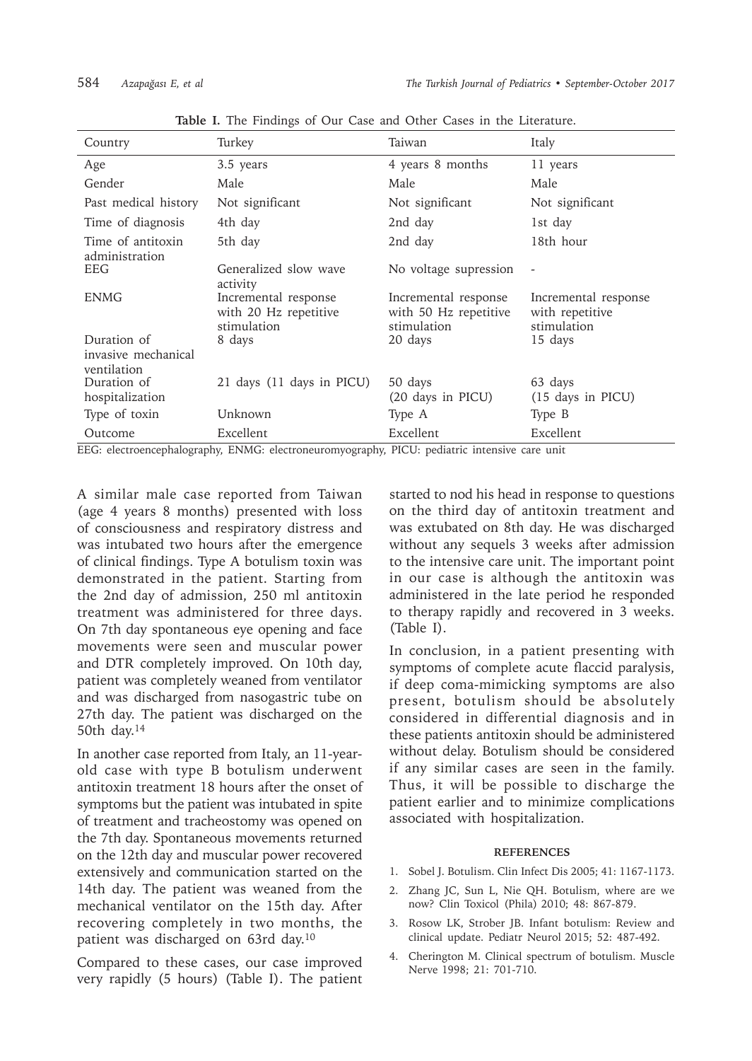**Table I.** The Findings of Our Case and Other Cases in the Literature.

| Country | Turkey | Taiwan | Italy |
|---|---|---|---|
| Age | 3.5 years | 4 years 8 months | 11 years |
| Gender | Male | Male | Male |
| Past medical history | Not significant | Not significant | Not significant |
| Time of diagnosis | 4th day | 2nd day | 1st day |
| Time of antitoxin administration | 5th day | 2nd day | 18th hour |
| EEG | Generalized slow wave activity | No voltage supression | - |
| ENMG | Incremental response with 20 Hz repetitive stimulation | Incremental response with 50 Hz repetitive stimulation | Incremental response with repetitive stimulation |
| Duration of invasive mechanical ventilation | 8 days | 20 days | 15 days |
| Duration of hospitalization | 21 days (11 days in PICU) | 50 days (20 days in PICU) | 63 days (15 days in PICU) |
| Type of toxin | Unknown | Type A | Type B |
| Outcome | Excellent | Excellent | Excellent |

EEG: electroencephalography, ENMG: electroneuromyography, PICU: pediatric intensive care unit

A similar male case reported from Taiwan (age 4 years 8 months) presented with loss of consciousness and respiratory distress and was intubated two hours after the emergence of clinical findings. Type A botulism toxin was demonstrated in the patient. Starting from the 2nd day of admission, 250 ml antitoxin treatment was administered for three days. On 7th day spontaneous eye opening and face movements were seen and muscular power and DTR completely improved. On 10th day, patient was completely weaned from ventilator and was discharged from nasogastric tube on 27th day. The patient was discharged on the 50th day.[14]

In another case reported from Italy, an 11-year-old case with type B botulism underwent antitoxin treatment 18 hours after the onset of symptoms but the patient was intubated in spite of treatment and tracheostomy was opened on the 7th day. Spontaneous movements returned on the 12th day and muscular power recovered extensively and communication started on the 14th day. The patient was weaned from the mechanical ventilator on the 15th day. After recovering completely in two months, the patient was discharged on 63rd day.[10]

Compared to these cases, our case improved very rapidly (5 hours) (Table I). The patient started to nod his head in response to questions on the third day of antitoxin treatment and was extubated on 8th day. He was discharged without any sequels 3 weeks after admission to the intensive care unit. The important point in our case is although the antitoxin was administered in the late period he responded to therapy rapidly and recovered in 3 weeks. (Table I).

In conclusion, in a patient presenting with symptoms of complete acute flaccid paralysis, if deep coma-mimicking symptoms are also present, botulism should be absolutely considered in differential diagnosis and in these patients antitoxin should be administered without delay. Botulism should be considered if any similar cases are seen in the family. Thus, it will be possible to discharge the patient earlier and to minimize complications associated with hospitalization.

## REFERENCES

1. Sobel J. Botulism. Clin Infect Dis 2005; 41: 1167-1173.
2. Zhang JC, Sun L, Nie QH. Botulism, where are we now? Clin Toxicol (Phila) 2010; 48: 867-879.
3. Rosow LK, Strober JB. Infant botulism: Review and clinical update. Pediatr Neurol 2015; 52: 487-492.
4. Cherington M. Clinical spectrum of botulism. Muscle Nerve 1998; 21: 701-710.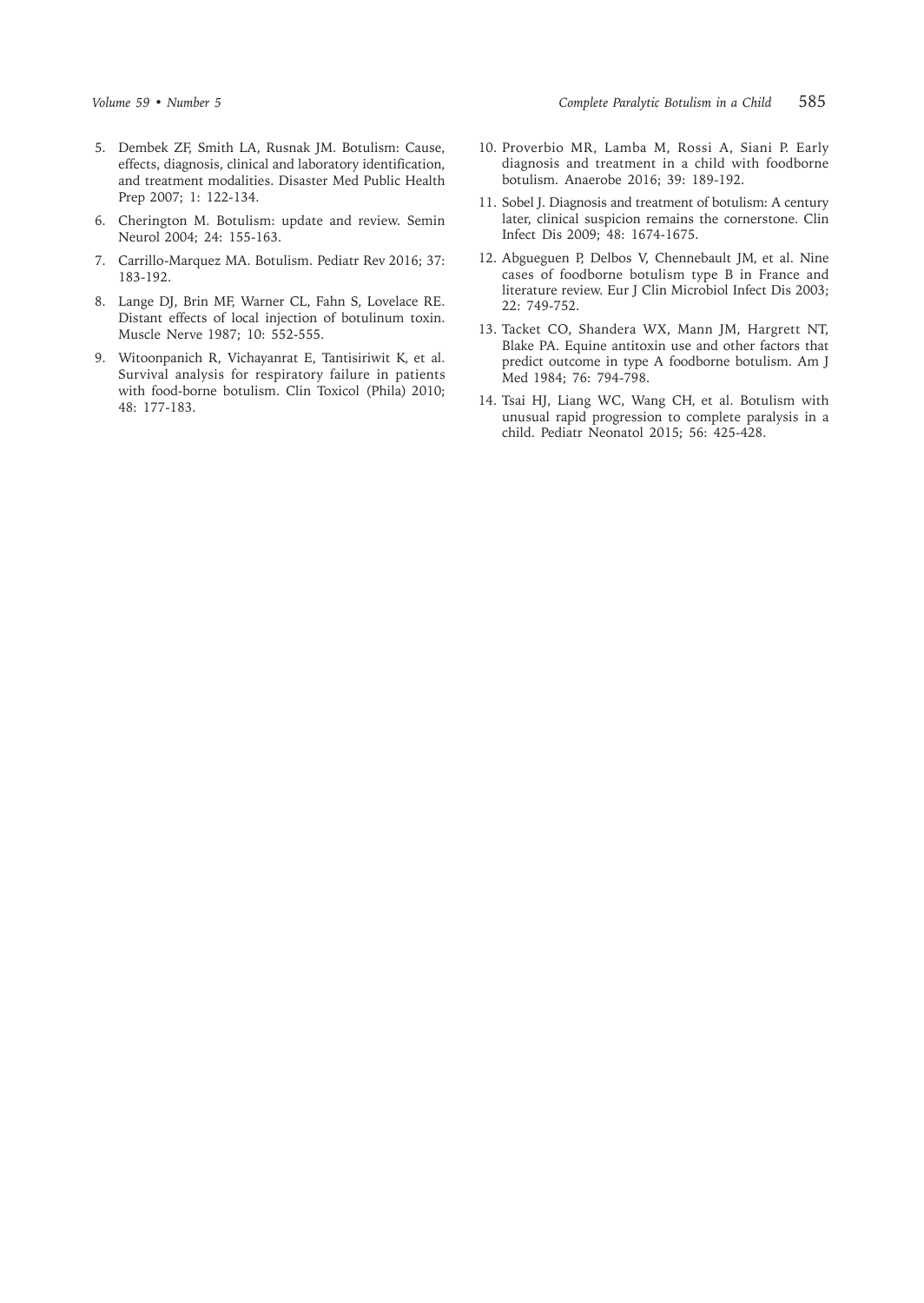5. Dembek ZF, Smith LA, Rusnak JM. Botulism: Cause, effects, diagnosis, clinical and laboratory identification, and treatment modalities. Disaster Med Public Health Prep 2007; 1: 122-134.
6. Cherington M. Botulism: update and review. Semin Neurol 2004; 24: 155-163.
7. Carrillo-Marquez MA. Botulism. Pediatr Rev 2016; 37: 183-192.
8. Lange DJ, Brin MF, Warner CL, Fahn S, Lovelace RE. Distant effects of local injection of botulinum toxin. Muscle Nerve 1987; 10: 552-555.
9. Witoonpanich R, Vichayanrat E, Tantisiriwit K, et al. Survival analysis for respiratory failure in patients with food-borne botulism. Clin Toxicol (Phila) 2010; 48: 177-183.
10. Proverbio MR, Lamba M, Rossi A, Siani P. Early diagnosis and treatment in a child with foodborne botulism. Anaerobe 2016; 39: 189-192.
11. Sobel J. Diagnosis and treatment of botulism: A century later, clinical suspicion remains the cornerstone. Clin Infect Dis 2009; 48: 1674-1675.
12. Abgueguen P, Delbos V, Chennebault JM, et al. Nine cases of foodborne botulism type B in France and literature review. Eur J Clin Microbiol Infect Dis 2003; 22: 749-752.
13. Tacket CO, Shandera WX, Mann JM, Hargrett NT, Blake PA. Equine antitoxin use and other factors that predict outcome in type A foodborne botulism. Am J Med 1984; 76: 794-798.
14. Tsai HJ, Liang WC, Wang CH, et al. Botulism with unusual rapid progression to complete paralysis in a child. Pediatr Neonatol 2015; 56: 425-428.